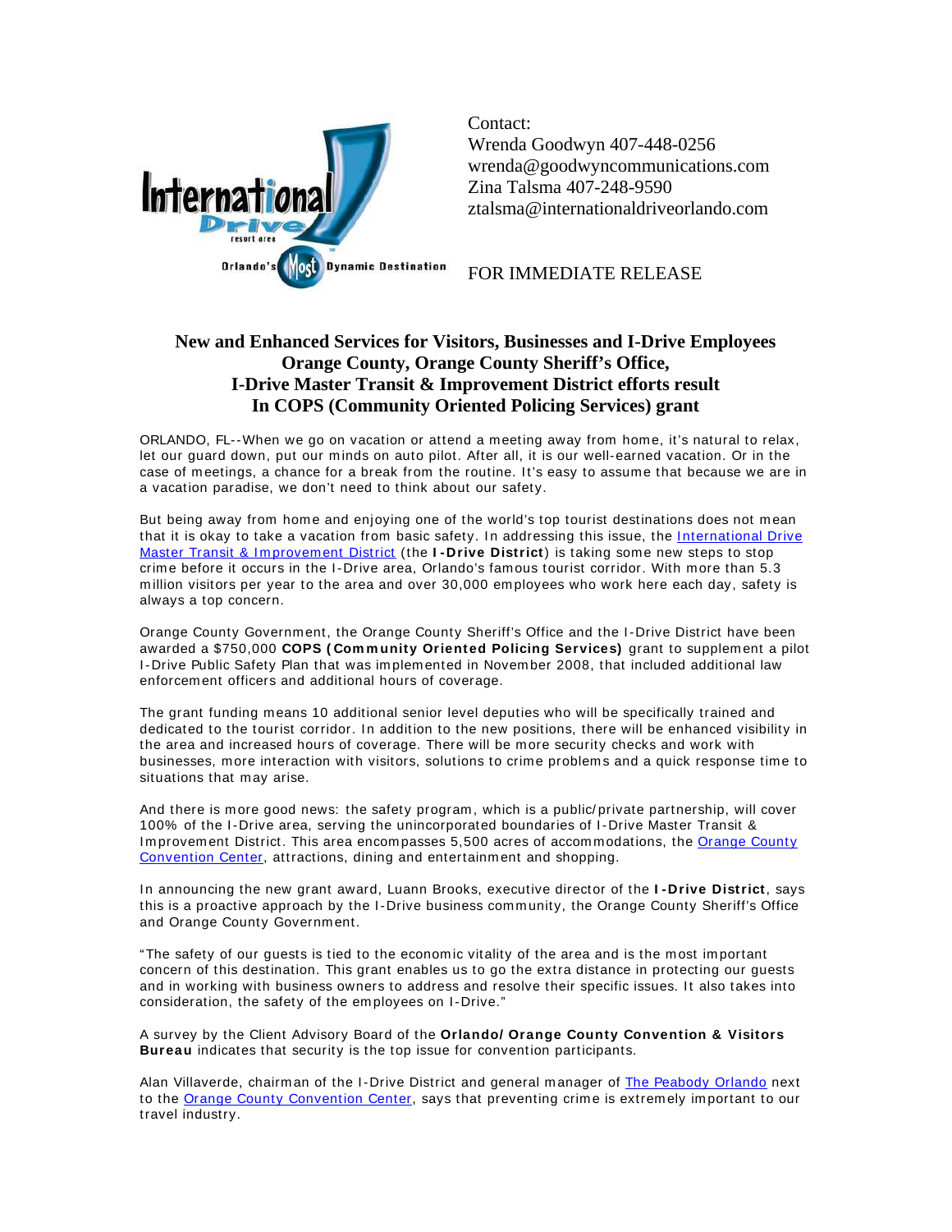Contact:
Wrenda Goodwyn 407-448-0256
wrenda@goodwyncommunications.com
Zina Talsma 407-248-9590
ztalsma@internationaldriveorlando.com

FOR IMMEDIATE RELEASE

# New and Enhanced Services for Visitors, Businesses and I-Drive Employees
# Orange County, Orange County Sheriff's Office, I-Drive Master Transit & Improvement District efforts result In COPS (Community Oriented Policing Services) grant

ORLANDO, FL--When we go on vacation or attend a meeting away from home, it's natural to relax, let our guard down, put our minds on auto pilot. After all, it is our well-earned vacation. Or in the case of meetings, a chance for a break from the routine. It's easy to assume that because we are in a vacation paradise, we don't need to think about our safety.

But being away from home and enjoying one of the world's top tourist destinations does not mean that it is okay to take a vacation from basic safety. In addressing this issue, the International Drive Master Transit & Improvement District (the **I-Drive District**) is taking some new steps to stop crime before it occurs in the I-Drive area, Orlando's famous tourist corridor. With more than 5.3 million visitors per year to the area and over 30,000 employees who work here each day, safety is always a top concern.

Orange County Government, the Orange County Sheriff's Office and the I-Drive District have been awarded a $750,000 **COPS (Community Oriented Policing Services)** grant to supplement a pilot I-Drive Public Safety Plan that was implemented in November 2008, that included additional law enforcement officers and additional hours of coverage.

The grant funding means 10 additional senior level deputies who will be specifically trained and dedicated to the tourist corridor. In addition to the new positions, there will be enhanced visibility in the area and increased hours of coverage. There will be more security checks and work with businesses, more interaction with visitors, solutions to crime problems and a quick response time to situations that may arise.

And there is more good news: the safety program, which is a public/private partnership, will cover 100% of the I-Drive area, serving the unincorporated boundaries of I-Drive Master Transit & Improvement District. This area encompasses 5,500 acres of accommodations, the Orange County Convention Center, attractions, dining and entertainment and shopping.

In announcing the new grant award, Luann Brooks, executive director of the **I-Drive District**, says this is a proactive approach by the I-Drive business community, the Orange County Sheriff's Office and Orange County Government.

"The safety of our guests is tied to the economic vitality of the area and is the most important concern of this destination. This grant enables us to go the extra distance in protecting our guests and in working with business owners to address and resolve their specific issues. It also takes into consideration, the safety of the employees on I-Drive."

A survey by the Client Advisory Board of the **Orlando/Orange County Convention & Visitors Bureau** indicates that security is the top issue for convention participants.

Alan Villaverde, chairman of the I-Drive District and general manager of The Peabody Orlando next to the Orange County Convention Center, says that preventing crime is extremely important to our travel industry.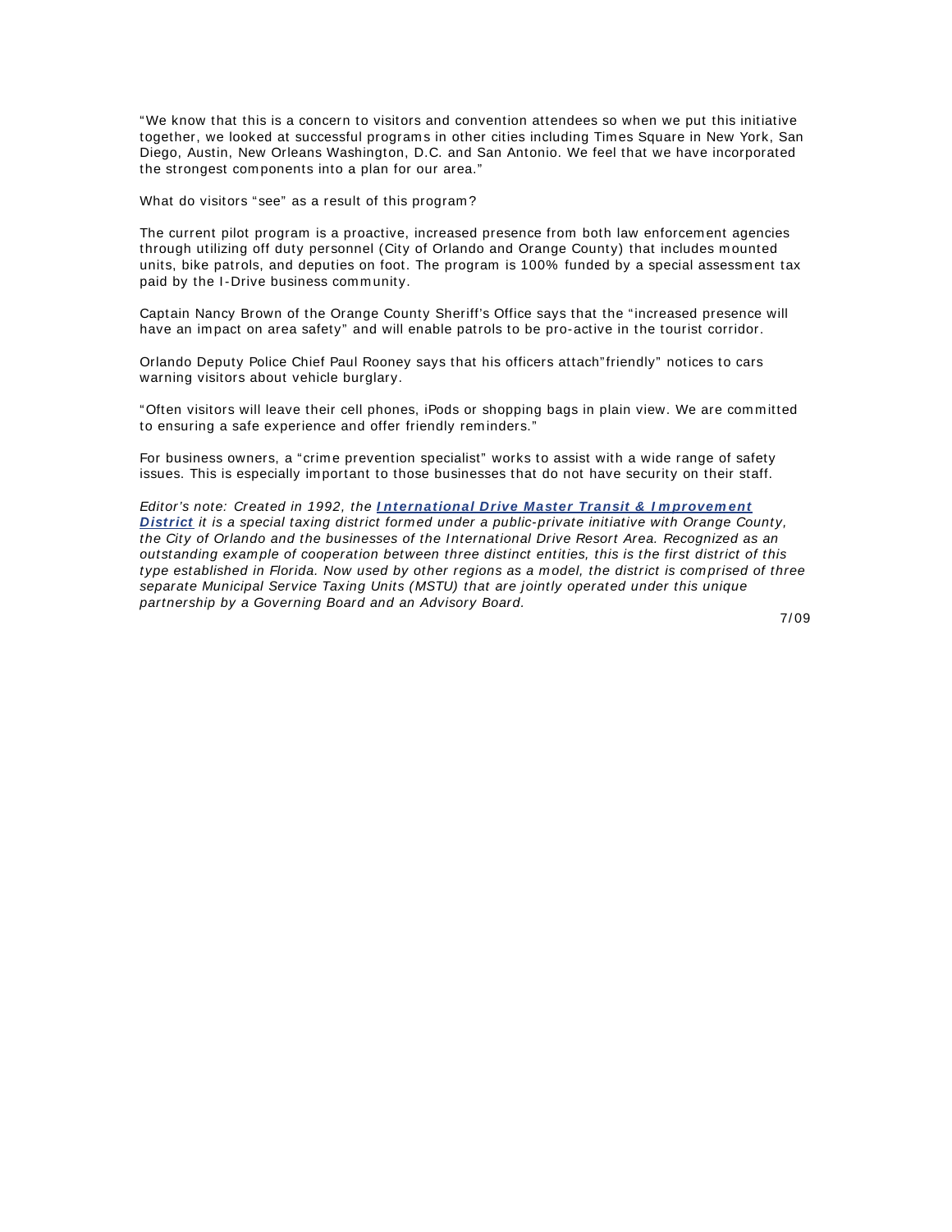"We know that this is a concern to visitors and convention attendees so when we put this initiative together, we looked at successful programs in other cities including Times Square in New York, San Diego, Austin, New Orleans Washington, D.C. and San Antonio. We feel that we have incorporated the strongest components into a plan for our area."

What do visitors "see" as a result of this program?

The current pilot program is a proactive, increased presence from both law enforcement agencies through utilizing off duty personnel (City of Orlando and Orange County) that includes mounted units, bike patrols, and deputies on foot. The program is 100% funded by a special assessment tax paid by the I-Drive business community.

Captain Nancy Brown of the Orange County Sheriff's Office says that the "increased presence will have an impact on area safety" and will enable patrols to be pro-active in the tourist corridor.

Orlando Deputy Police Chief Paul Rooney says that his officers attach"friendly" notices to cars warning visitors about vehicle burglary.

"Often visitors will leave their cell phones, iPods or shopping bags in plain view. We are committed to ensuring a safe experience and offer friendly reminders."

For business owners, a "crime prevention specialist" works to assist with a wide range of safety issues. This is especially important to those businesses that do not have security on their staff.

*Editor's note: Created in 1992, the* ***International Drive Master Transit & Improvement District*** *it is a special taxing district formed under a public-private initiative with Orange County, the City of Orlando and the businesses of the International Drive Resort Area. Recognized as an outstanding example of cooperation between three distinct entities, this is the first district of this type established in Florida. Now used by other regions as a model, the district is comprised of three separate Municipal Service Taxing Units (MSTU) that are jointly operated under this unique partnership by a Governing Board and an Advisory Board.*

7/09